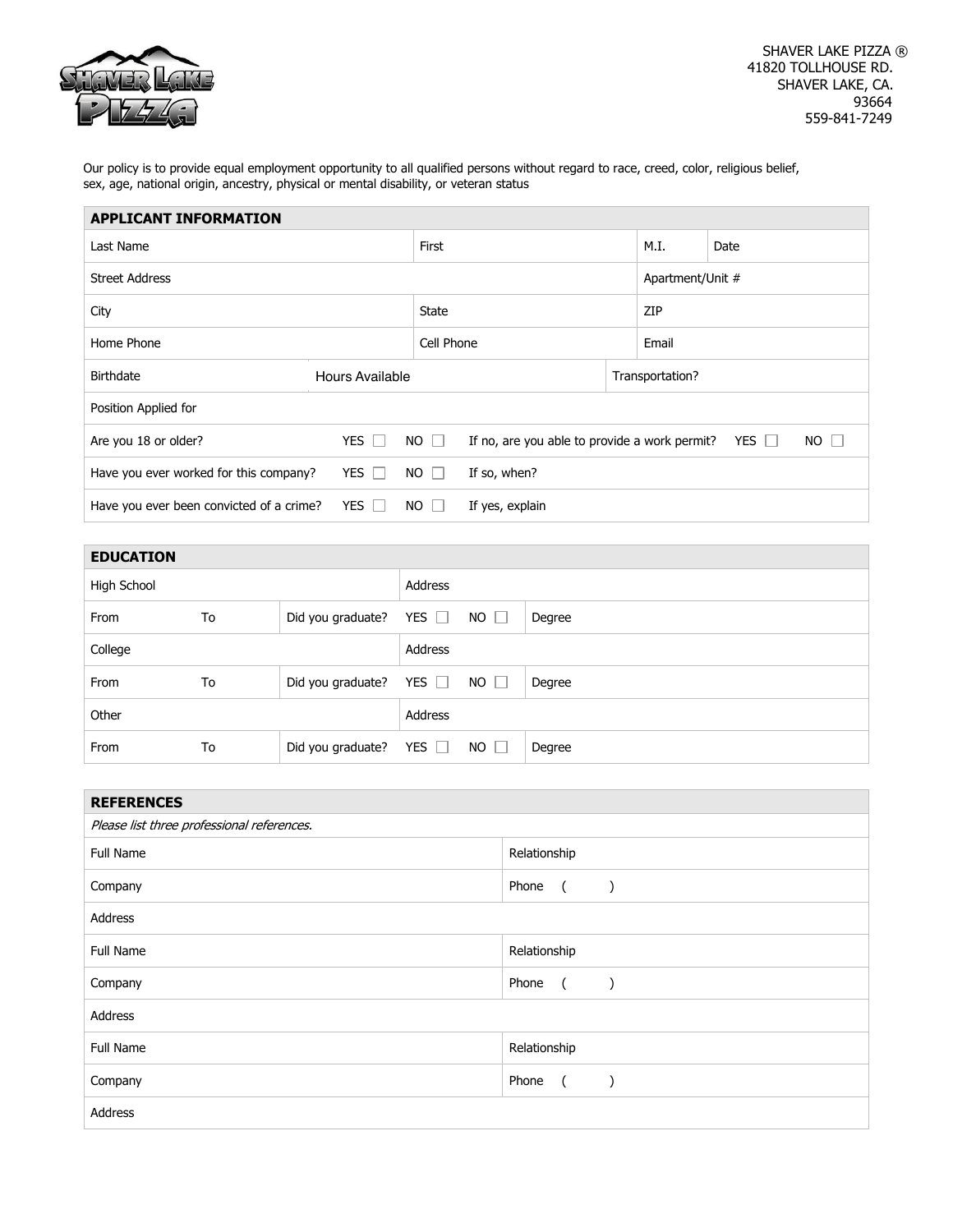SHAVER LAKE PIZZA ®
41820 TOLLHOUSE RD.
SHAVER LAKE, CA.
93664
559-841-7249

Our policy is to provide equal employment opportunity to all qualified persons without regard to race, creed, color, religious belief, sex, age, national origin, ancestry, physical or mental disability, or veteran status

## APPLICANT INFORMATION

| | | | | |
|---|---|---|---|---|
| Last Name | | First | M.I. | Date |
| Street Address | | | Apartment/Unit # | |
| City | | State | ZIP | |
| Home Phone | | Cell Phone | Email | |
| Birthdate | Hours Available | | Transportation? | |
| Position Applied for | | | | |

Are you 18 or older? YES ☐ NO ☐ If no, are you able to provide a work permit? YES ☐ NO ☐

Have you ever worked for this company? YES ☐ NO ☐ If so, when?

Have you ever been convicted of a crime? YES ☐ NO ☐ If yes, explain

## EDUCATION

| | | | | | |
|---|---|---|---|---|---|
| High School | | | Address | | |
| From | To | Did you graduate? | YES ☐ | NO ☐ | Degree |
| College | | | Address | | |
| From | To | Did you graduate? | YES ☐ | NO ☐ | Degree |
| Other | | | Address | | |
| From | To | Did you graduate? | YES ☐ | NO ☐ | Degree |

## REFERENCES

*Please list three professional references.*

| | |
|---|---|
| Full Name | Relationship |
| Company | Phone ( ) |
| Address | |
| Full Name | Relationship |
| Company | Phone ( ) |
| Address | |
| Full Name | Relationship |
| Company | Phone ( ) |
| Address | |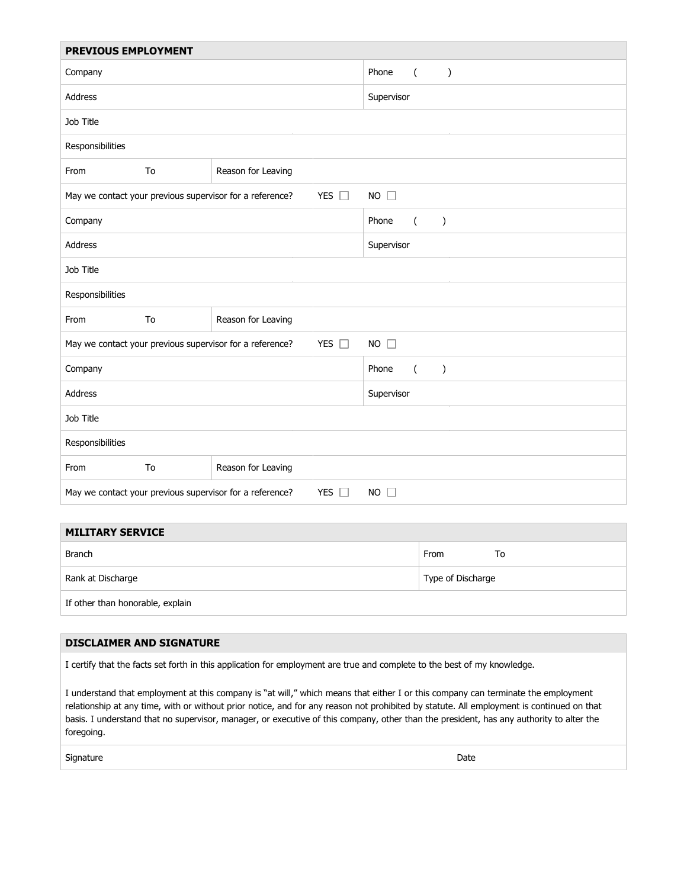## PREVIOUS EMPLOYMENT

| | | | | |
|---|---|---|---|---|
| Company | | | Phone ( ) | |
| Address | | | Supervisor | |
| Job Title | | | | |
| Responsibilities | | | | |
| From | To | Reason for Leaving | | |
| May we contact your previous supervisor for a reference? | | | YES ☐ | NO ☐ |
| Company | | | Phone ( ) | |
| Address | | | Supervisor | |
| Job Title | | | | |
| Responsibilities | | | | |
| From | To | Reason for Leaving | | |
| May we contact your previous supervisor for a reference? | | | YES ☐ | NO ☐ |
| Company | | | Phone ( ) | |
| Address | | | Supervisor | |
| Job Title | | | | |
| Responsibilities | | | | |
| From | To | Reason for Leaving | | |
| May we contact your previous supervisor for a reference? | | | YES ☐ | NO ☐ |

## MILITARY SERVICE

| | |
|---|---|
| Branch | From To |
| Rank at Discharge | Type of Discharge |
| If other than honorable, explain | |

## DISCLAIMER AND SIGNATURE

I certify that the facts set forth in this application for employment are true and complete to the best of my knowledge.

I understand that employment at this company is "at will," which means that either I or this company can terminate the employment relationship at any time, with or without prior notice, and for any reason not prohibited by statute. All employment is continued on that basis. I understand that no supervisor, manager, or executive of this company, other than the president, has any authority to alter the foregoing.

| | |
|---|---|
| Signature | Date |